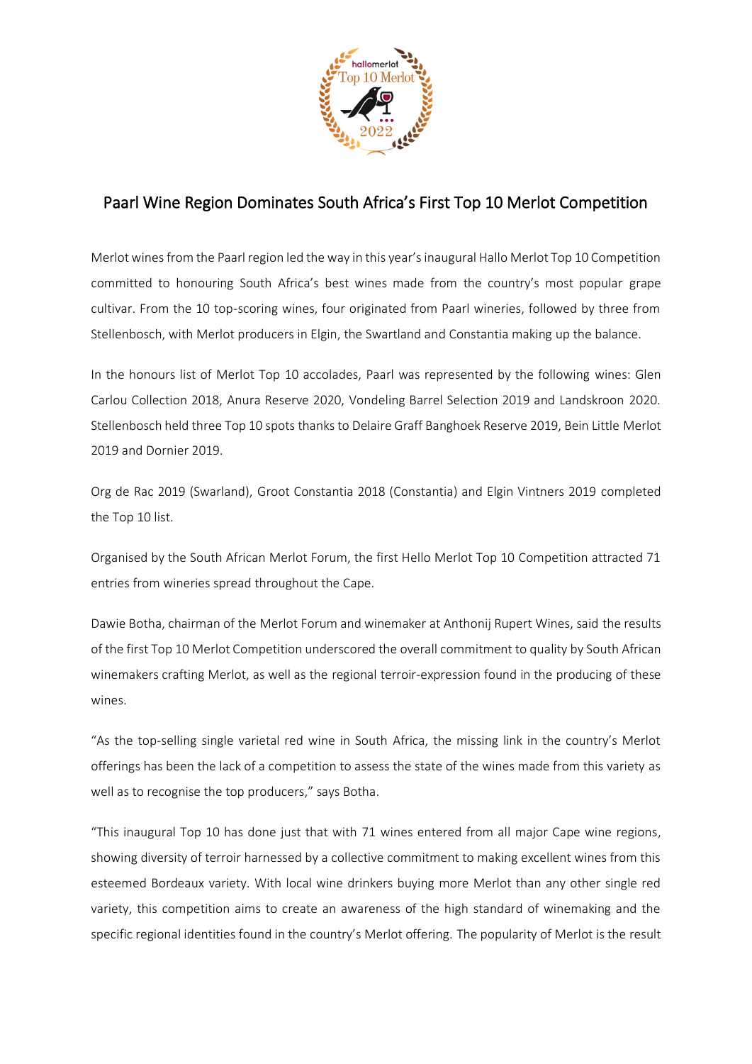# Paarl Wine Region Dominates South Africa's First Top 10 Merlot Competition

Merlot wines from the Paarl region led the way in this year's inaugural Hallo Merlot Top 10 Competition committed to honouring South Africa's best wines made from the country's most popular grape cultivar. From the 10 top-scoring wines, four originated from Paarl wineries, followed by three from Stellenbosch, with Merlot producers in Elgin, the Swartland and Constantia making up the balance.

In the honours list of Merlot Top 10 accolades, Paarl was represented by the following wines: Glen Carlou Collection 2018, Anura Reserve 2020, Vondeling Barrel Selection 2019 and Landskroon 2020. Stellenbosch held three Top 10 spots thanks to Delaire Graff Banghoek Reserve 2019, Bein Little Merlot 2019 and Dornier 2019.

Org de Rac 2019 (Swarland), Groot Constantia 2018 (Constantia) and Elgin Vintners 2019 completed the Top 10 list.

Organised by the South African Merlot Forum, the first Hello Merlot Top 10 Competition attracted 71 entries from wineries spread throughout the Cape.

Dawie Botha, chairman of the Merlot Forum and winemaker at Anthonij Rupert Wines, said the results of the first Top 10 Merlot Competition underscored the overall commitment to quality by South African winemakers crafting Merlot, as well as the regional terroir-expression found in the producing of these wines.

"As the top-selling single varietal red wine in South Africa, the missing link in the country's Merlot offerings has been the lack of a competition to assess the state of the wines made from this variety as well as to recognise the top producers," says Botha.

"This inaugural Top 10 has done just that with 71 wines entered from all major Cape wine regions, showing diversity of terroir harnessed by a collective commitment to making excellent wines from this esteemed Bordeaux variety. With local wine drinkers buying more Merlot than any other single red variety, this competition aims to create an awareness of the high standard of winemaking and the specific regional identities found in the country's Merlot offering. The popularity of Merlot is the result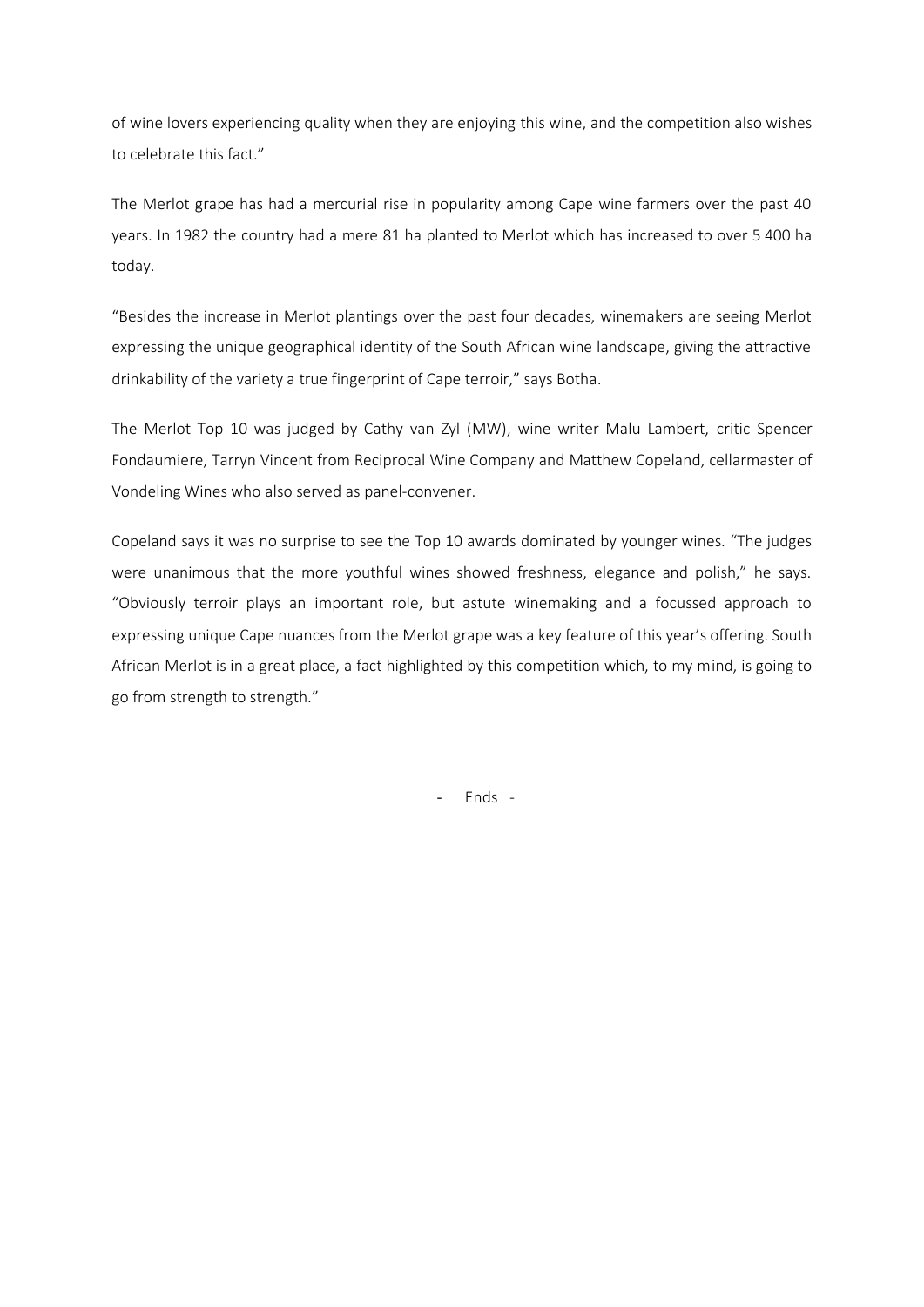of wine lovers experiencing quality when they are enjoying this wine, and the competition also wishes to celebrate this fact."

The Merlot grape has had a mercurial rise in popularity among Cape wine farmers over the past 40 years. In 1982 the country had a mere 81 ha planted to Merlot which has increased to over 5 400 ha today.

"Besides the increase in Merlot plantings over the past four decades, winemakers are seeing Merlot expressing the unique geographical identity of the South African wine landscape, giving the attractive drinkability of the variety a true fingerprint of Cape terroir," says Botha.

The Merlot Top 10 was judged by Cathy van Zyl (MW), wine writer Malu Lambert, critic Spencer Fondaumiere, Tarryn Vincent from Reciprocal Wine Company and Matthew Copeland, cellarmaster of Vondeling Wines who also served as panel-convener.

Copeland says it was no surprise to see the Top 10 awards dominated by younger wines. "The judges were unanimous that the more youthful wines showed freshness, elegance and polish," he says. "Obviously terroir plays an important role, but astute winemaking and a focussed approach to expressing unique Cape nuances from the Merlot grape was a key feature of this year's offering. South African Merlot is in a great place, a fact highlighted by this competition which, to my mind, is going to go from strength to strength."

- Ends -